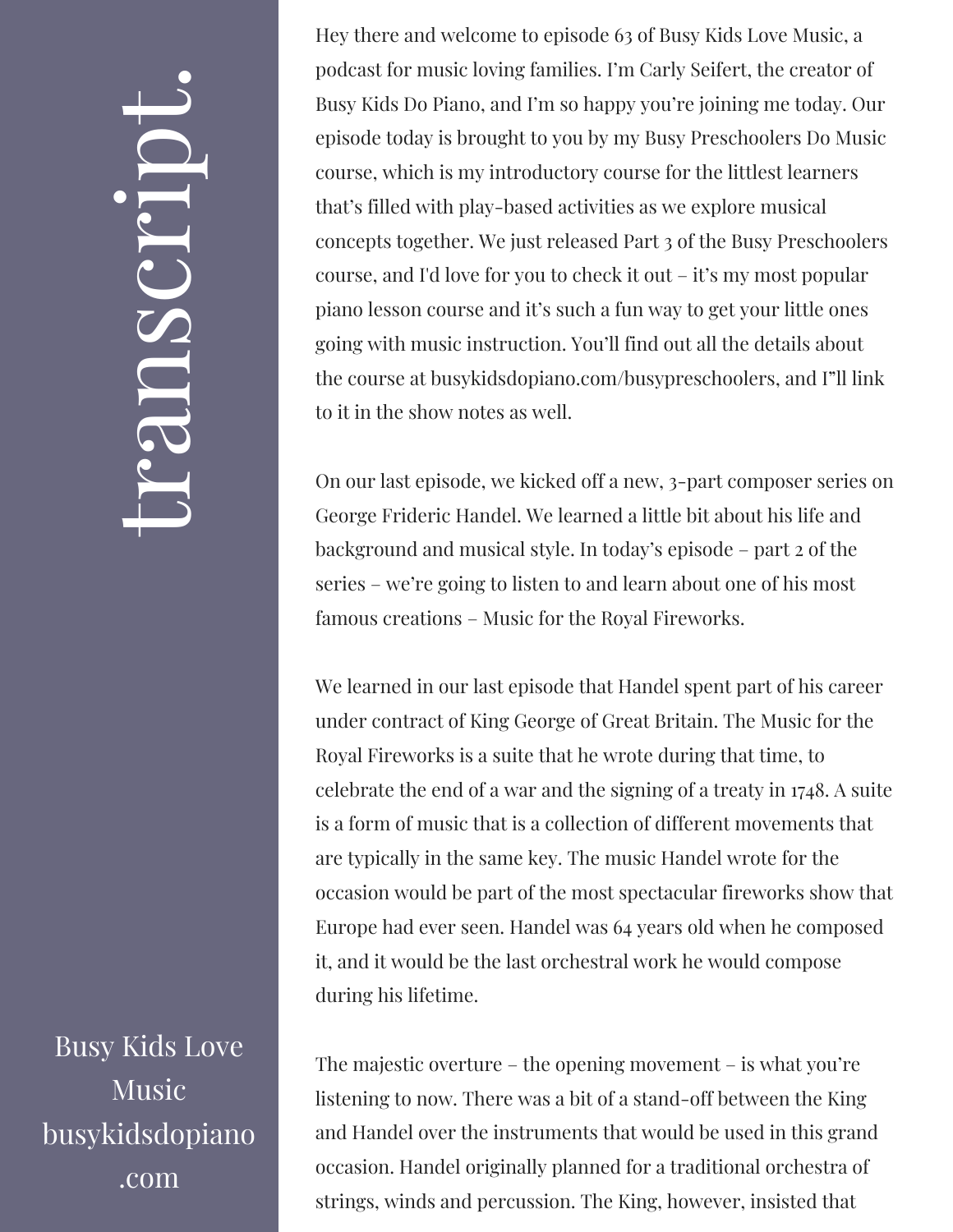Hey there and welcome to episode 63 of Busy Kids Love Music, a podcast for music loving families. I'm Carly Seifert, the creator of Busy Kids Do Piano, and I'm so happy you're joining me today. Our episode today is brought to you by my Busy Preschoolers Do Music course, which is my introductory course for the littlest learners that's filled with play-based activities as we explore musical concepts together. We just released Part 3 of the Busy Preschoolers course, and I'd love for you to check it out – it's my most popular piano lesson course and it's such a fun way to get your little ones going with music instruction. You'll find out all the details about the course at busykidsdopiano.com/busypreschoolers, and I"ll link to it in the show notes as well.

On our last episode, we kicked off a new, 3-part composer series on George Frideric Handel. We learned a little bit about his life and background and musical style. In today's episode – part 2 of the series – we're going to listen to and learn about one of his most famous creations – Music for the Royal Fireworks.

We learned in our last episode that Handel spent part of his career under contract of King George of Great Britain. The Music for the Royal Fireworks is a suite that he wrote during that time, to celebrate the end of a war and the signing of a treaty in 1748. A suite is a form of music that is a collection of different movements that are typically in the same key. The music Handel wrote for the occasion would be part of the most spectacular fireworks show that Europe had ever seen. Handel was 64 years old when he composed it, and it would be the last orchestral work he would compose during his lifetime.

The majestic overture – the opening movement – is what you're listening to now. There was a bit of a stand-off between the King and Handel over the instruments that would be used in this grand occasion. Handel originally planned for a traditional orchestra of strings, winds and percussion. The King, however, insisted that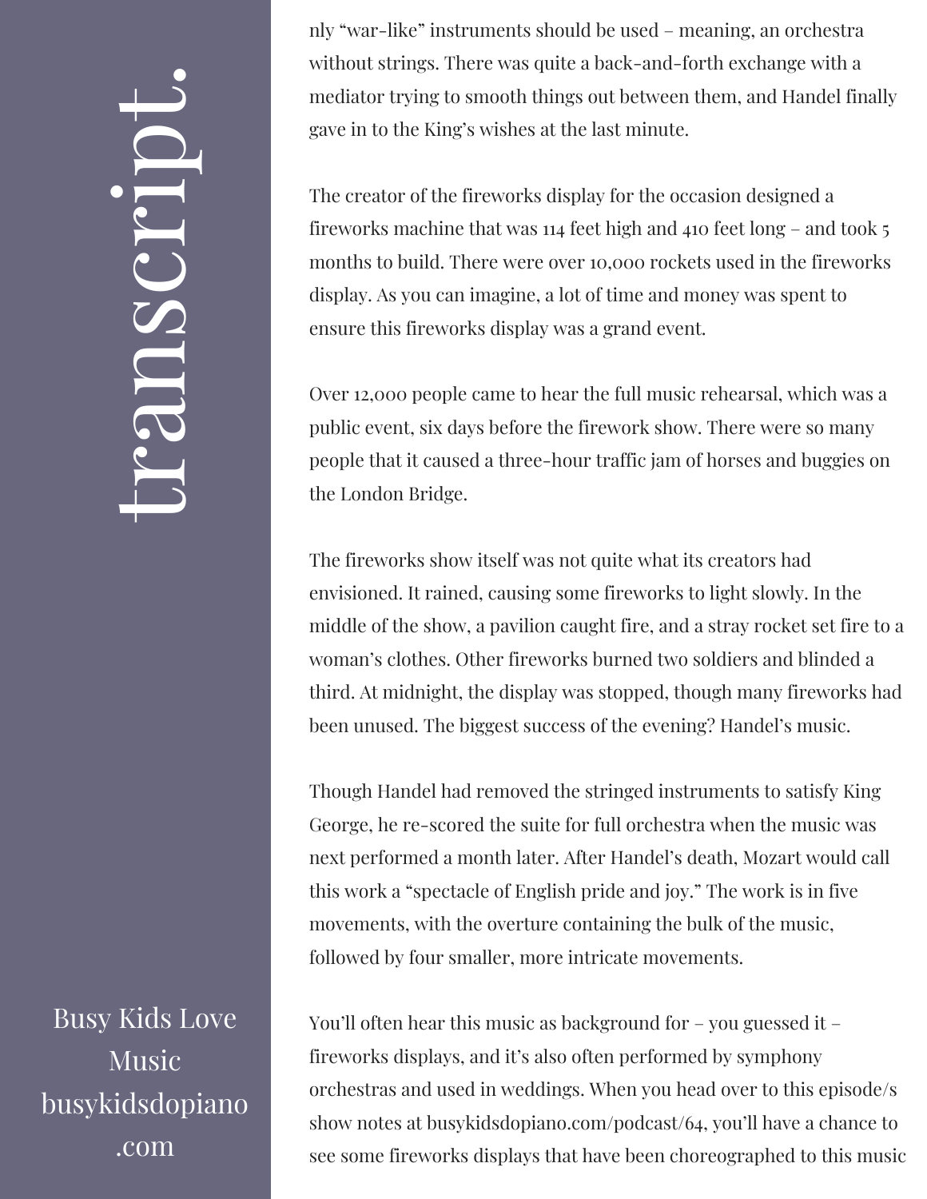nly "war-like" instruments should be used – meaning, an orchestra without strings. There was quite a back-and-forth exchange with a mediator trying to smooth things out between them, and Handel finally gave in to the King's wishes at the last minute.

The creator of the fireworks display for the occasion designed a fireworks machine that was 114 feet high and 410 feet long – and took 5 months to build. There were over 10,000 rockets used in the fireworks display. As you can imagine, a lot of time and money was spent to ensure this fireworks display was a grand event.

Over 12,000 people came to hear the full music rehearsal, which was a public event, six days before the firework show. There were so many people that it caused a three-hour traffic jam of horses and buggies on the London Bridge.

The fireworks show itself was not quite what its creators had envisioned. It rained, causing some fireworks to light slowly. In the middle of the show, a pavilion caught fire, and a stray rocket set fire to a woman's clothes. Other fireworks burned two soldiers and blinded a third. At midnight, the display was stopped, though many fireworks had been unused. The biggest success of the evening? Handel's music.

Though Handel had removed the stringed instruments to satisfy King George, he re-scored the suite for full orchestra when the music was next performed a month later. After Handel's death, Mozart would call this work a "spectacle of English pride and joy." The work is in five movements, with the overture containing the bulk of the music, followed by four smaller, more intricate movements.

You'll often hear this music as background for – you guessed it – fireworks displays, and it's also often performed by symphony orchestras and used in weddings. When you head over to this episode/s show notes at busykidsdopiano.com/podcast/64, you'll have a chance to see some fireworks displays that have been choreographed to this music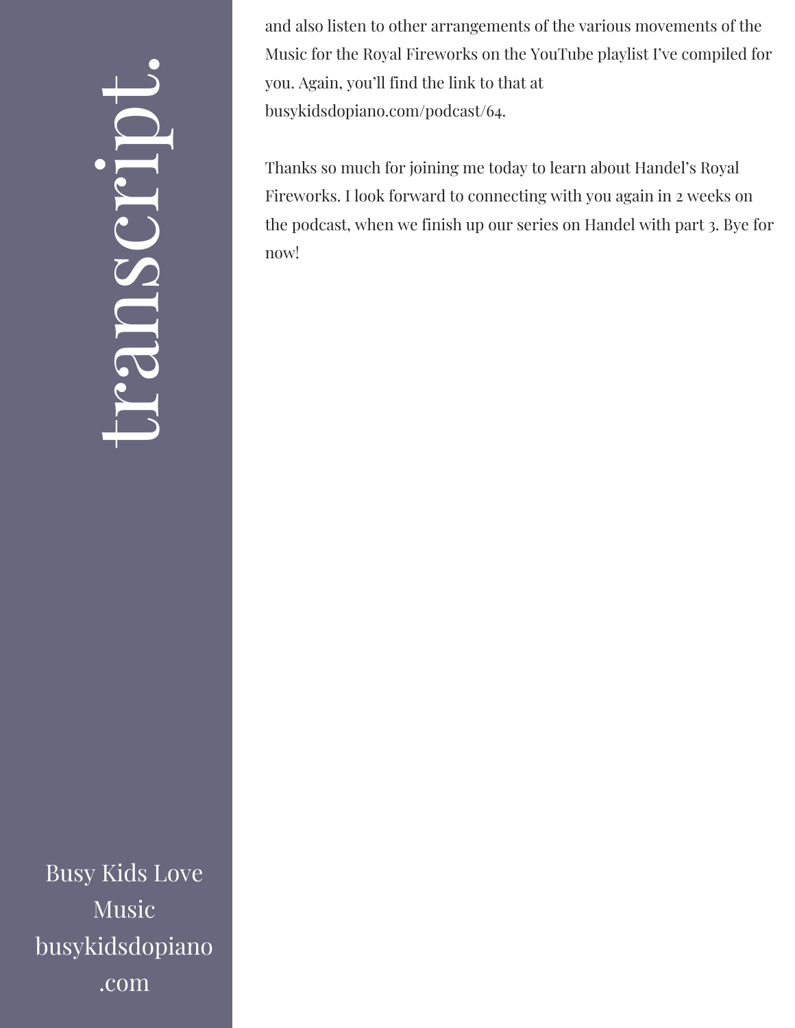and also listen to other arrangements of the various movements of the Music for the Royal Fireworks on the YouTube playlist I've compiled for you. Again, you'll find the link to that at busykidsdopiano.com/podcast/64.

Thanks so much for joining me today to learn about Handel's Royal Fireworks. I look forward to connecting with you again in 2 weeks on the podcast, when we finish up our series on Handel with part 3. Bye for now!